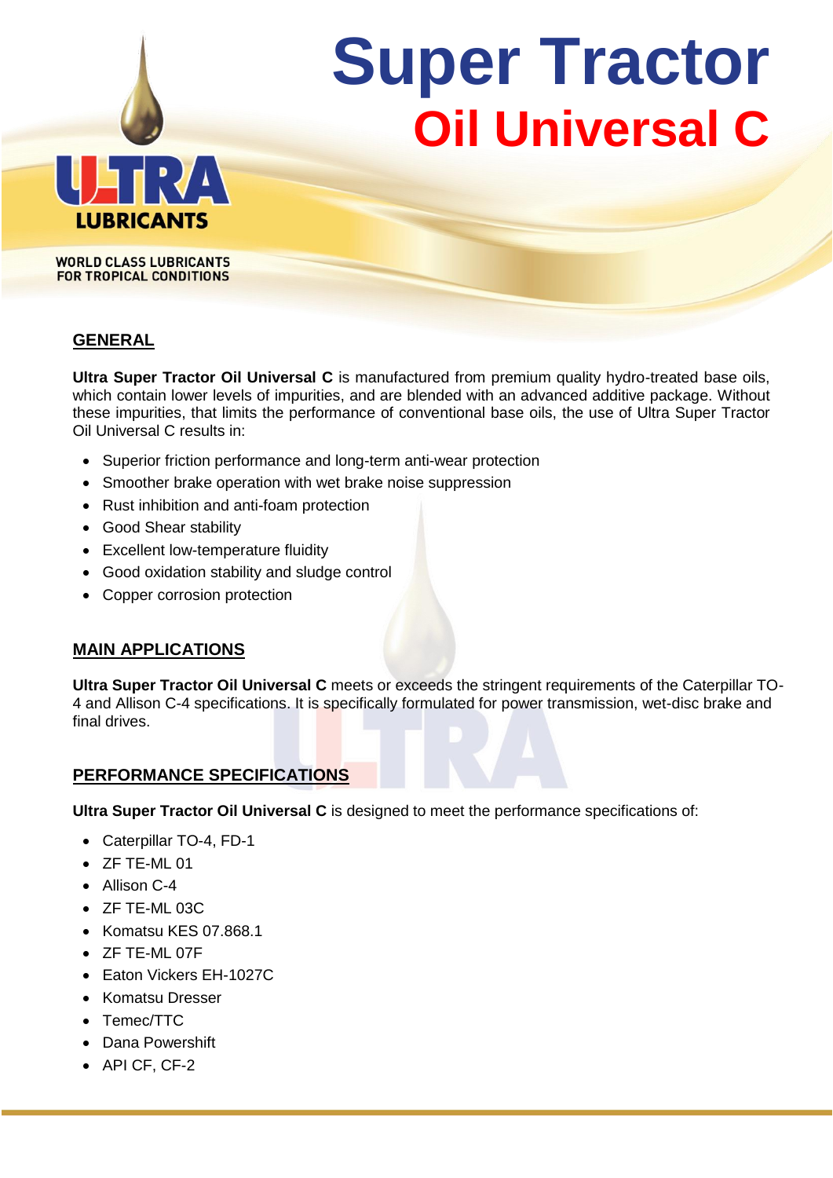# Super Tractor Oil Universal C

ULTRA LUBRICANTS

WORLD CLASS LUBRICANTS FOR TROPICAL CONDITIONS

## GENERAL

**Ultra Super Tractor Oil Universal C** is manufactured from premium quality hydro-treated base oils, which contain lower levels of impurities, and are blended with an advanced additive package. Without these impurities, that limits the performance of conventional base oils, the use of Ultra Super Tractor Oil Universal C results in:

- Superior friction performance and long-term anti-wear protection
- Smoother brake operation with wet brake noise suppression
- Rust inhibition and anti-foam protection
- Good Shear stability
- Excellent low-temperature fluidity
- Good oxidation stability and sludge control
- Copper corrosion protection

## MAIN APPLICATIONS

**Ultra Super Tractor Oil Universal C** meets or exceeds the stringent requirements of the Caterpillar TO-4 and Allison C-4 specifications. It is specifically formulated for power transmission, wet-disc brake and final drives.

## PERFORMANCE SPECIFICATIONS

**Ultra Super Tractor Oil Universal C** is designed to meet the performance specifications of:

- Caterpillar TO-4, FD-1
- ZF TE-ML 01
- Allison C-4
- ZF TE-ML 03C
- Komatsu KES 07.868.1
- ZF TE-ML 07F
- Eaton Vickers EH-1027C
- Komatsu Dresser
- Temec/TTC
- Dana Powershift
- API CF, CF-2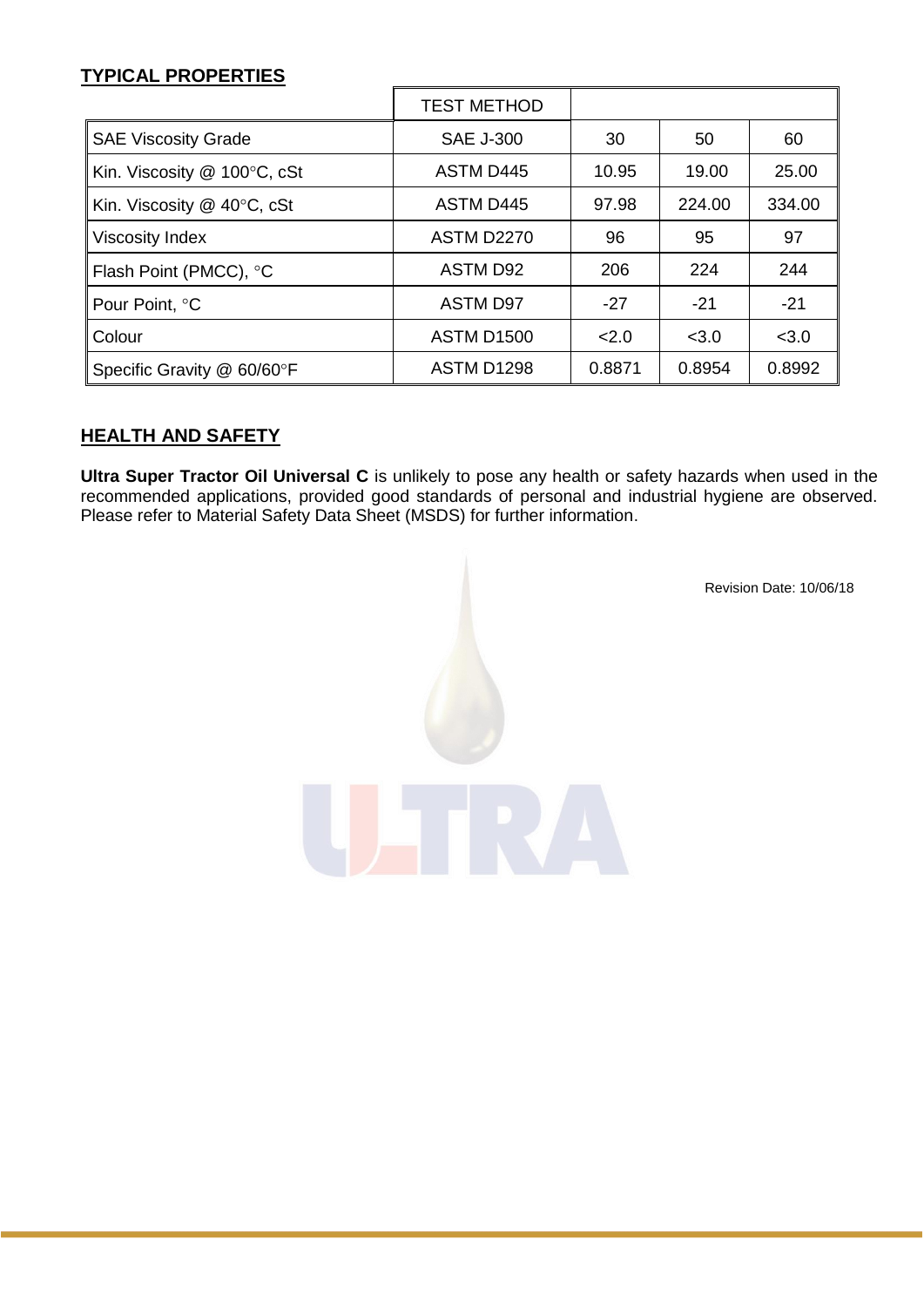## TYPICAL PROPERTIES

| | TEST METHOD | | | |
|---|---|---|---|---|
| SAE Viscosity Grade | SAE J-300 | 30 | 50 | 60 |
| Kin. Viscosity @ 100°C, cSt | ASTM D445 | 10.95 | 19.00 | 25.00 |
| Kin. Viscosity @ 40°C, cSt | ASTM D445 | 97.98 | 224.00 | 334.00 |
| Viscosity Index | ASTM D2270 | 96 | 95 | 97 |
| Flash Point (PMCC), °C | ASTM D92 | 206 | 224 | 244 |
| Pour Point, °C | ASTM D97 | -27 | -21 | -21 |
| Colour | ASTM D1500 | <2.0 | <3.0 | <3.0 |
| Specific Gravity @ 60/60°F | ASTM D1298 | 0.8871 | 0.8954 | 0.8992 |

## HEALTH AND SAFETY

**Ultra Super Tractor Oil Universal C** is unlikely to pose any health or safety hazards when used in the recommended applications, provided good standards of personal and industrial hygiene are observed. Please refer to Material Safety Data Sheet (MSDS) for further information.

Revision Date: 10/06/18